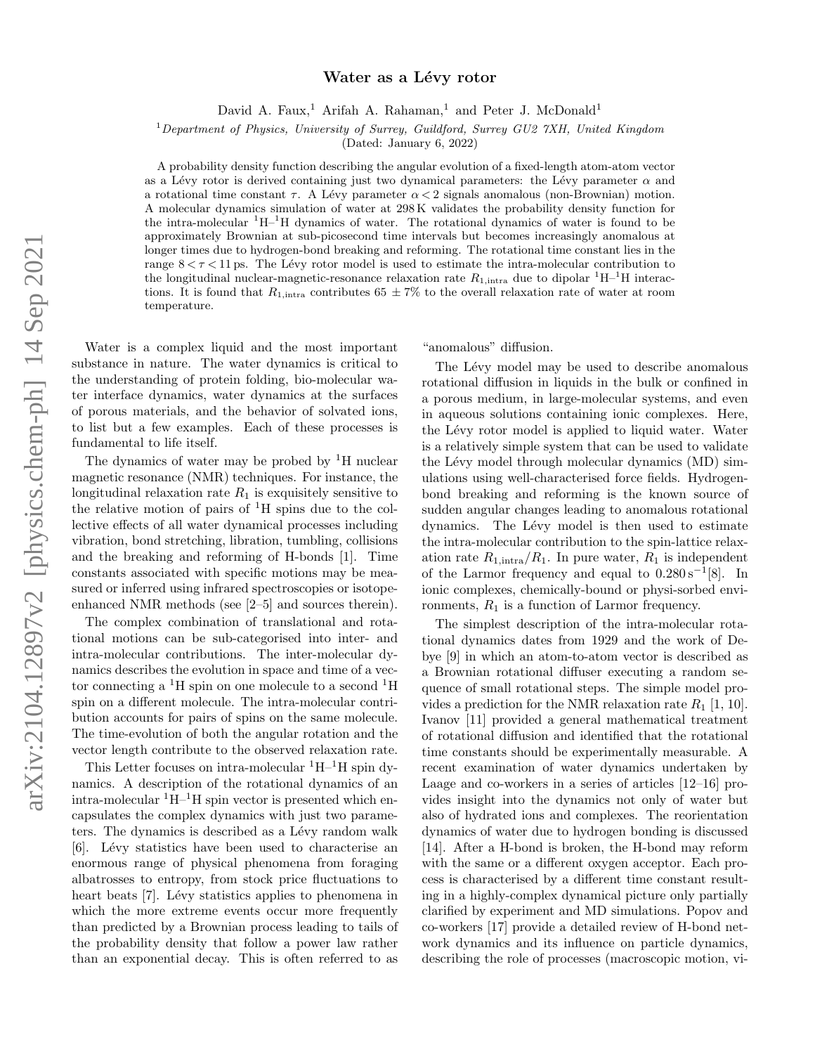# Water as a Lévy rotor

David A. Faux,[1] Arifah A. Rahaman,[1] and Peter J. McDonald[1]

[1] *Department of Physics, University of Surrey, Guildford, Surrey GU2 7XH, United Kingdom*

(Dated: January 6, 2022)

A probability density function describing the angular evolution of a fixed-length atom-atom vector as a Lévy rotor is derived containing just two dynamical parameters: the Lévy parameter $\alpha$ and a rotational time constant $\tau$. A Lévy parameter $\alpha < 2$ signals anomalous (non-Brownian) motion. A molecular dynamics simulation of water at 298 K validates the probability density function for the intra-molecular $^1$H–$^1$H dynamics of water. The rotational dynamics of water is found to be approximately Brownian at sub-picosecond time intervals but becomes increasingly anomalous at longer times due to hydrogen-bond breaking and reforming. The rotational time constant lies in the range $8 < \tau < 11$ ps. The Lévy rotor model is used to estimate the intra-molecular contribution to the longitudinal nuclear-magnetic-resonance relaxation rate $R_{1,\mathrm{intra}}$ due to dipolar $^1$H–$^1$H interactions. It is found that $R_{1,\mathrm{intra}}$ contributes $65 \pm 7\%$ to the overall relaxation rate of water at room temperature.

Water is a complex liquid and the most important substance in nature. The water dynamics is critical to the understanding of protein folding, bio-molecular water interface dynamics, water dynamics at the surfaces of porous materials, and the behavior of solvated ions, to list but a few examples. Each of these processes is fundamental to life itself.

The dynamics of water may be probed by $^1$H nuclear magnetic resonance (NMR) techniques. For instance, the longitudinal relaxation rate $R_1$ is exquisitely sensitive to the relative motion of pairs of $^1$H spins due to the collective effects of all water dynamical processes including vibration, bond stretching, libration, tumbling, collisions and the breaking and reforming of H-bonds [1]. Time constants associated with specific motions may be measured or inferred using infrared spectroscopies or isotope-enhanced NMR methods (see [2–5] and sources therein).

The complex combination of translational and rotational motions can be sub-categorised into inter- and intra-molecular contributions. The inter-molecular dynamics describes the evolution in space and time of a vector connecting a $^1$H spin on one molecule to a second $^1$H spin on a different molecule. The intra-molecular contribution accounts for pairs of spins on the same molecule. The time-evolution of both the angular rotation and the vector length contribute to the observed relaxation rate.

This Letter focuses on intra-molecular $^1$H–$^1$H spin dynamics. A description of the rotational dynamics of an intra-molecular $^1$H–$^1$H spin vector is presented which encapsulates the complex dynamics with just two parameters. The dynamics is described as a Lévy random walk [6]. Lévy statistics have been used to characterise an enormous range of physical phenomena from foraging albatrosses to entropy, from stock price fluctuations to heart beats [7]. Lévy statistics applies to phenomena in which the more extreme events occur more frequently than predicted by a Brownian process leading to tails of the probability density that follow a power law rather than an exponential decay. This is often referred to as "anomalous" diffusion.

The Lévy model may be used to describe anomalous rotational diffusion in liquids in the bulk or confined in a porous medium, in large-molecular systems, and even in aqueous solutions containing ionic complexes. Here, the Lévy rotor model is applied to liquid water. Water is a relatively simple system that can be used to validate the Lévy model through molecular dynamics (MD) simulations using well-characterised force fields. Hydrogen-bond breaking and reforming is the known source of sudden angular changes leading to anomalous rotational dynamics. The Lévy model is then used to estimate the intra-molecular contribution to the spin-lattice relaxation rate $R_{1,\mathrm{intra}}/R_1$. In pure water, $R_1$ is independent of the Larmor frequency and equal to $0.280\,\mathrm{s}^{-1}$[8]. In ionic complexes, chemically-bound or physi-sorbed environments, $R_1$ is a function of Larmor frequency.

The simplest description of the intra-molecular rotational dynamics dates from 1929 and the work of Debye [9] in which an atom-to-atom vector is described as a Brownian rotational diffuser executing a random sequence of small rotational steps. The simple model provides a prediction for the NMR relaxation rate $R_1$ [1, 10]. Ivanov [11] provided a general mathematical treatment of rotational diffusion and identified that the rotational time constants should be experimentally measurable. A recent examination of water dynamics undertaken by Laage and co-workers in a series of articles [12–16] provides insight into the dynamics not only of water but also of hydrated ions and complexes. The reorientation dynamics of water due to hydrogen bonding is discussed [14]. After a H-bond is broken, the H-bond may reform with the same or a different oxygen acceptor. Each process is characterised by a different time constant resulting in a highly-complex dynamical picture only partially clarified by experiment and MD simulations. Popov and co-workers [17] provide a detailed review of H-bond network dynamics and its influence on particle dynamics, describing the role of processes (macroscopic motion, vi-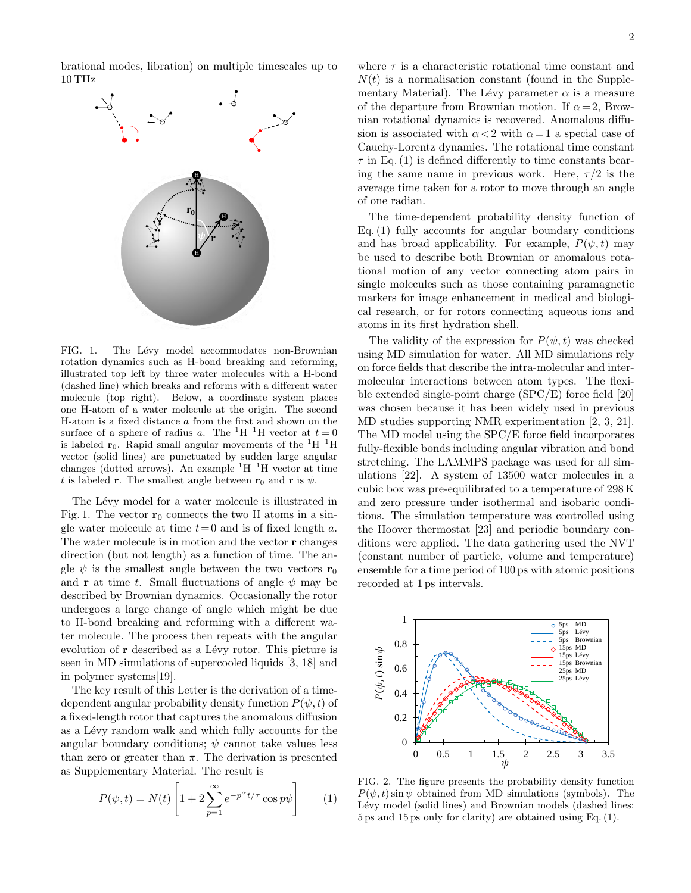brational modes, libration) on multiple timescales up to 10 THz.

FIG. 1. The Lévy model accommodates non-Brownian rotation dynamics such as H-bond breaking and reforming, illustrated top left by three water molecules with a H-bond (dashed line) which breaks and reforms with a different water molecule (top right). Below, a coordinate system places one H-atom of a water molecule at the origin. The second H-atom is a fixed distance $a$ from the first and shown on the surface of a sphere of radius $a$. The $^1$H–$^1$H vector at $t=0$ is labeled $\mathbf{r}_0$. Rapid small angular movements of the $^1$H–$^1$H vector (solid lines) are punctuated by sudden large angular changes (dotted arrows). An example $^1$H–$^1$H vector at time $t$ is labeled $\mathbf{r}$. The smallest angle between $\mathbf{r}_0$ and $\mathbf{r}$ is $\psi$.

The Lévy model for a water molecule is illustrated in Fig. 1. The vector $\mathbf{r}_0$ connects the two H atoms in a single water molecule at time $t=0$ and is of fixed length $a$. The water molecule is in motion and the vector $\mathbf{r}$ changes direction (but not length) as a function of time. The angle $\psi$ is the smallest angle between the two vectors $\mathbf{r}_0$ and $\mathbf{r}$ at time $t$. Small fluctuations of angle $\psi$ may be described by Brownian dynamics. Occasionally the rotor undergoes a large change of angle which might be due to H-bond breaking and reforming with a different water molecule. The process then repeats with the angular evolution of $\mathbf{r}$ described as a Lévy rotor. This picture is seen in MD simulations of supercooled liquids [3, 18] and in polymer systems[19].

The key result of this Letter is the derivation of a time-dependent angular probability density function $P(\psi,t)$ of a fixed-length rotor that captures the anomalous diffusion as a Lévy random walk and which fully accounts for the angular boundary conditions; $\psi$ cannot take values less than zero or greater than $\pi$. The derivation is presented as Supplementary Material. The result is

$$P(\psi,t) = N(t)\left[1 + 2\sum_{p=1}^{\infty} e^{-p^{\alpha}t/\tau}\cos p\psi\right] \qquad (1)$$

where $\tau$ is a characteristic rotational time constant and $N(t)$ is a normalisation constant (found in the Supplementary Material). The Lévy parameter $\alpha$ is a measure of the departure from Brownian motion. If $\alpha=2$, Brownian rotational dynamics is recovered. Anomalous diffusion is associated with $\alpha<2$ with $\alpha=1$ a special case of Cauchy-Lorentz dynamics. The rotational time constant $\tau$ in Eq. (1) is defined differently to time constants bearing the same name in previous work. Here, $\tau/2$ is the average time taken for a rotor to move through an angle of one radian.

The time-dependent probability density function of Eq. (1) fully accounts for angular boundary conditions and has broad applicability. For example, $P(\psi,t)$ may be used to describe both Brownian or anomalous rotational motion of any vector connecting atom pairs in single molecules such as those containing paramagnetic markers for image enhancement in medical and biological research, or for rotors connecting aqueous ions and atoms in its first hydration shell.

The validity of the expression for $P(\psi,t)$ was checked using MD simulation for water. All MD simulations rely on force fields that describe the intra-molecular and inter-molecular interactions between atom types. The flexible extended single-point charge (SPC/E) force field [20] was chosen because it has been widely used in previous MD studies supporting NMR experimentation [2, 3, 21]. The MD model using the SPC/E force field incorporates fully-flexible bonds including angular vibration and bond stretching. The LAMMPS package was used for all simulations [22]. A system of 13500 water molecules in a cubic box was pre-equilibrated to a temperature of 298 K and zero pressure under isothermal and isobaric conditions. The simulation temperature was controlled using the Hoover thermostat [23] and periodic boundary conditions were applied. The data gathering used the NVT (constant number of particle, volume and temperature) ensemble for a time period of 100 ps with atomic positions recorded at 1 ps intervals.

FIG. 2. The figure presents the probability density function $P(\psi,t)\sin\psi$ obtained from MD simulations (symbols). The Lévy model (solid lines) and Brownian models (dashed lines: 5 ps and 15 ps only for clarity) are obtained using Eq. (1).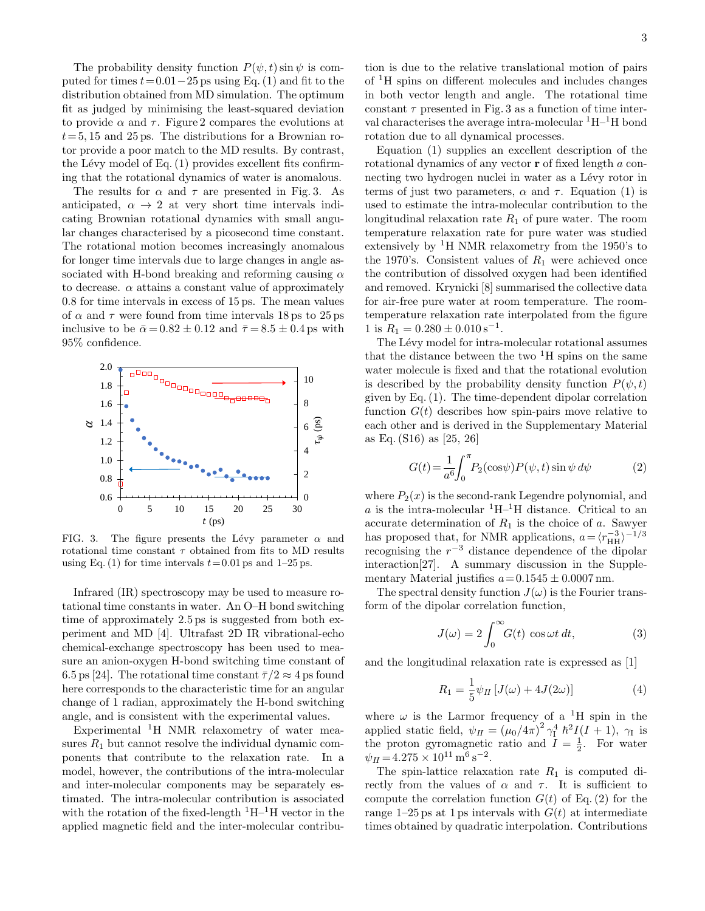The probability density function $P(\psi,t)\sin\psi$ is computed for times $t = 0.01-25$ ps using Eq. (1) and fit to the distribution obtained from MD simulation. The optimum fit as judged by minimising the least-squared deviation to provide $\alpha$ and $\tau$. Figure 2 compares the evolutions at $t = 5, 15$ and $25$ ps. The distributions for a Brownian rotor provide a poor match to the MD results. By contrast, the Lévy model of Eq. (1) provides excellent fits confirming that the rotational dynamics of water is anomalous.

The results for $\alpha$ and $\tau$ are presented in Fig. 3. As anticipated, $\alpha \to 2$ at very short time intervals indicating Brownian rotational dynamics with small angular changes characterised by a picosecond time constant. The rotational motion becomes increasingly anomalous for longer time intervals due to large changes in angle associated with H-bond breaking and reforming causing $\alpha$ to decrease. $\alpha$ attains a constant value of approximately 0.8 for time intervals in excess of 15 ps. The mean values of $\alpha$ and $\tau$ were found from time intervals 18 ps to 25 ps inclusive to be $\bar{\alpha} = 0.82 \pm 0.12$ and $\bar{\tau} = 8.5 \pm 0.4$ ps with 95% confidence.

FIG. 3. The figure presents the Lévy parameter $\alpha$ and rotational time constant $\tau$ obtained from fits to MD results using Eq. (1) for time intervals $t = 0.01$ ps and 1–25 ps.

Infrared (IR) spectroscopy may be used to measure rotational time constants in water. An O–H bond switching time of approximately 2.5 ps is suggested from both experiment and MD [4]. Ultrafast 2D IR vibrational-echo chemical-exchange spectroscopy has been used to measure an anion-oxygen H-bond switching time constant of 6.5 ps [24]. The rotational time constant $\bar{\tau}/2 \approx 4$ ps found here corresponds to the characteristic time for an angular change of 1 radian, approximately the H-bond switching angle, and is consistent with the experimental values.

Experimental $^1$H NMR relaxometry of water measures $R_1$ but cannot resolve the individual dynamic components that contribute to the relaxation rate. In a model, however, the contributions of the intra-molecular and inter-molecular components may be separately estimated. The intra-molecular contribution is associated with the rotation of the fixed-length $^1$H–$^1$H vector in the applied magnetic field and the inter-molecular contribution is due to the relative translational motion of pairs of $^1$H spins on different molecules and includes changes in both vector length and angle. The rotational time constant $\tau$ presented in Fig. 3 as a function of time interval characterises the average intra-molecular $^1$H–$^1$H bond rotation due to all dynamical processes.

Equation (1) supplies an excellent description of the rotational dynamics of any vector $\mathbf{r}$ of fixed length $a$ connecting two hydrogen nuclei in water as a Lévy rotor in terms of just two parameters, $\alpha$ and $\tau$. Equation (1) is used to estimate the intra-molecular contribution to the longitudinal relaxation rate $R_1$ of pure water. The room temperature relaxation rate for pure water was studied extensively by $^1$H NMR relaxometry from the 1950's to the 1970's. Consistent values of $R_1$ were achieved once the contribution of dissolved oxygen had been identified and removed. Krynicki [8] summarised the collective data for air-free pure water at room temperature. The room-temperature relaxation rate interpolated from the figure 1 is $R_1 = 0.280 \pm 0.010\,\mathrm{s}^{-1}$.

The Lévy model for intra-molecular rotational assumes that the distance between the two $^1$H spins on the same water molecule is fixed and that the rotational evolution is described by the probability density function $P(\psi,t)$ given by Eq. (1). The time-dependent dipolar correlation function $G(t)$ describes how spin-pairs move relative to each other and is derived in the Supplementary Material as Eq. (S16) as [25, 26]

$$G(t) = \frac{1}{a^6}\int_0^\pi P_2(\cos\psi)P(\psi,t)\sin\psi\,d\psi \tag{2}$$

where $P_2(x)$ is the second-rank Legendre polynomial, and $a$ is the intra-molecular $^1$H–$^1$H distance. Critical to an accurate determination of $R_1$ is the choice of $a$. Sawyer has proposed that, for NMR applications, $a = \langle r_{\mathrm{HH}}^{-3}\rangle^{-1/3}$ recognising the $r^{-3}$ distance dependence of the dipolar interaction[27]. A summary discussion in the Supplementary Material justifies $a = 0.1545 \pm 0.0007$ nm.

The spectral density function $J(\omega)$ is the Fourier transform of the dipolar correlation function,

$$J(\omega) = 2\int_0^\infty G(t)\,\cos\omega t\,dt, \tag{3}$$

and the longitudinal relaxation rate is expressed as [1]

$$R_1 = \frac{1}{5}\psi_{II}\left[J(\omega) + 4J(2\omega)\right] \tag{4}$$

where $\omega$ is the Larmor frequency of a $^1$H spin in the applied static field, $\psi_{II} = (\mu_0/4\pi)^2\gamma_\mathrm{I}^4\,\hbar^2 I(I+1)$, $\gamma_\mathrm{I}$ is the proton gyromagnetic ratio and $I = \frac{1}{2}$. For water $\psi_{II} = 4.275 \times 10^{11}\,\mathrm{m}^6\,\mathrm{s}^{-2}$.

The spin-lattice relaxation rate $R_1$ is computed directly from the values of $\alpha$ and $\tau$. It is sufficient to compute the correlation function $G(t)$ of Eq. (2) for the range 1–25 ps at 1 ps intervals with $G(t)$ at intermediate times obtained by quadratic interpolation. Contributions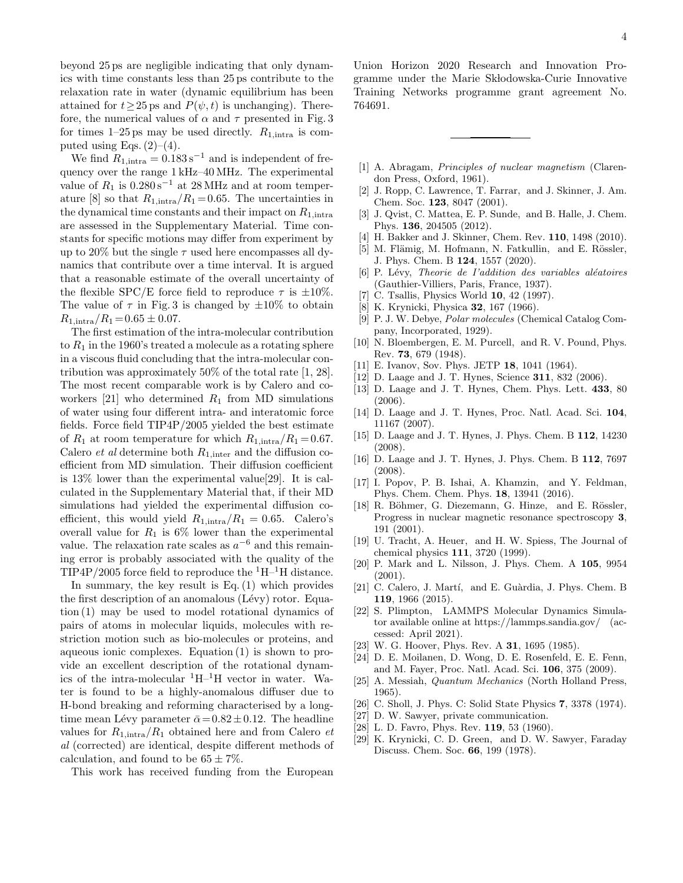beyond 25 ps are negligible indicating that only dynamics with time constants less than 25 ps contribute to the relaxation rate in water (dynamic equilibrium has been attained for $t \geq 25$ ps and $P(\psi, t)$ is unchanging). Therefore, the numerical values of $\alpha$ and $\tau$ presented in Fig. 3 for times 1–25 ps may be used directly. $R_{1,\mathrm{intra}}$ is computed using Eqs. (2)–(4).

We find $R_{1,\mathrm{intra}} = 0.183\,\mathrm{s}^{-1}$ and is independent of frequency over the range 1 kHz–40 MHz. The experimental value of $R_1$ is $0.280\,\mathrm{s}^{-1}$ at 28 MHz and at room temperature [8] so that $R_{1,\mathrm{intra}}/R_1 = 0.65$. The uncertainties in the dynamical time constants and their impact on $R_{1,\mathrm{intra}}$ are assessed in the Supplementary Material. Time constants for specific motions may differ from experiment by up to 20% but the single $\tau$ used here encompasses all dynamics that contribute over a time interval. It is argued that a reasonable estimate of the overall uncertainty of the flexible SPC/E force field to reproduce $\tau$ is $\pm 10\%$. The value of $\tau$ in Fig. 3 is changed by $\pm 10\%$ to obtain $R_{1,\mathrm{intra}}/R_1 = 0.65 \pm 0.07$.

The first estimation of the intra-molecular contribution to $R_1$ in the 1960's treated a molecule as a rotating sphere in a viscous fluid concluding that the intra-molecular contribution was approximately 50% of the total rate [1, 28]. The most recent comparable work is by Calero and coworkers [21] who determined $R_1$ from MD simulations of water using four different intra- and interatomic force fields. Force field TIP4P/2005 yielded the best estimate of $R_1$ at room temperature for which $R_{1,\mathrm{intra}}/R_1 = 0.67$. Calero *et al* determine both $R_{1,\mathrm{inter}}$ and the diffusion coefficient from MD simulation. Their diffusion coefficient is 13% lower than the experimental value[29]. It is calculated in the Supplementary Material that, if their MD simulations had yielded the experimental diffusion coefficient, this would yield $R_{1,\mathrm{intra}}/R_1 = 0.65$. Calero's overall value for $R_1$ is 6% lower than the experimental value. The relaxation rate scales as $a^{-6}$ and this remaining error is probably associated with the quality of the TIP4P/2005 force field to reproduce the $^1$H–$^1$H distance.

In summary, the key result is Eq. (1) which provides the first description of an anomalous (Lévy) rotor. Equation (1) may be used to model rotational dynamics of pairs of atoms in molecular liquids, molecules with restriction motion such as bio-molecules or proteins, and aqueous ionic complexes. Equation (1) is shown to provide an excellent description of the rotational dynamics of the intra-molecular $^1$H–$^1$H vector in water. Water is found to be a highly-anomalous diffuser due to H-bond breaking and reforming characterised by a long-time mean Lévy parameter $\bar{\alpha} = 0.82 \pm 0.12$. The headline values for $R_{1,\mathrm{intra}}/R_1$ obtained here and from Calero *et al* (corrected) are identical, despite different methods of calculation, and found to be $65 \pm 7\%$.

This work has received funding from the European Union Horizon 2020 Research and Innovation Programme under the Marie Skłodowska-Curie Innovative Training Networks programme grant agreement No. 764691.

---

[1] A. Abragam, *Principles of nuclear magnetism* (Clarendon Press, Oxford, 1961).
[2] J. Ropp, C. Lawrence, T. Farrar, and J. Skinner, J. Am. Chem. Soc. **123**, 8047 (2001).
[3] J. Qvist, C. Mattea, E. P. Sunde, and B. Halle, J. Chem. Phys. **136**, 204505 (2012).
[4] H. Bakker and J. Skinner, Chem. Rev. **110**, 1498 (2010).
[5] M. Flämig, M. Hofmann, N. Fatkullin, and E. Rössler, J. Phys. Chem. B **124**, 1557 (2020).
[6] P. Lévy, *Theorie de l'addition des variables aléatoires* (Gauthier-Villiers, Paris, France, 1937).
[7] C. Tsallis, Physics World **10**, 42 (1997).
[8] K. Krynicki, Physica **32**, 167 (1966).
[9] P. J. W. Debye, *Polar molecules* (Chemical Catalog Company, Incorporated, 1929).
[10] N. Bloembergen, E. M. Purcell, and R. V. Pound, Phys. Rev. **73**, 679 (1948).
[11] E. Ivanov, Sov. Phys. JETP **18**, 1041 (1964).
[12] D. Laage and J. T. Hynes, Science **311**, 832 (2006).
[13] D. Laage and J. T. Hynes, Chem. Phys. Lett. **433**, 80 (2006).
[14] D. Laage and J. T. Hynes, Proc. Natl. Acad. Sci. **104**, 11167 (2007).
[15] D. Laage and J. T. Hynes, J. Phys. Chem. B **112**, 14230 (2008).
[16] D. Laage and J. T. Hynes, J. Phys. Chem. B **112**, 7697 (2008).
[17] I. Popov, P. B. Ishai, A. Khamzin, and Y. Feldman, Phys. Chem. Chem. Phys. **18**, 13941 (2016).
[18] R. Böhmer, G. Diezemann, G. Hinze, and E. Rössler, Progress in nuclear magnetic resonance spectroscopy **3**, 191 (2001).
[19] U. Tracht, A. Heuer, and H. W. Spiess, The Journal of chemical physics **111**, 3720 (1999).
[20] P. Mark and L. Nilsson, J. Phys. Chem. A **105**, 9954 (2001).
[21] C. Calero, J. Martí, and E. Guàrdia, J. Phys. Chem. B **119**, 1966 (2015).
[22] S. Plimpton, LAMMPS Molecular Dynamics Simulator available online at https://lammps.sandia.gov/ (accessed: April 2021).
[23] W. G. Hoover, Phys. Rev. A **31**, 1695 (1985).
[24] D. E. Moilanen, D. Wong, D. E. Rosenfeld, E. E. Fenn, and M. Fayer, Proc. Natl. Acad. Sci. **106**, 375 (2009).
[25] A. Messiah, *Quantum Mechanics* (North Holland Press, 1965).
[26] C. Sholl, J. Phys. C: Solid State Physics **7**, 3378 (1974).
[27] D. W. Sawyer, private communication.
[28] L. D. Favro, Phys. Rev. **119**, 53 (1960).
[29] K. Krynicki, C. D. Green, and D. W. Sawyer, Faraday Discuss. Chem. Soc. **66**, 199 (1978).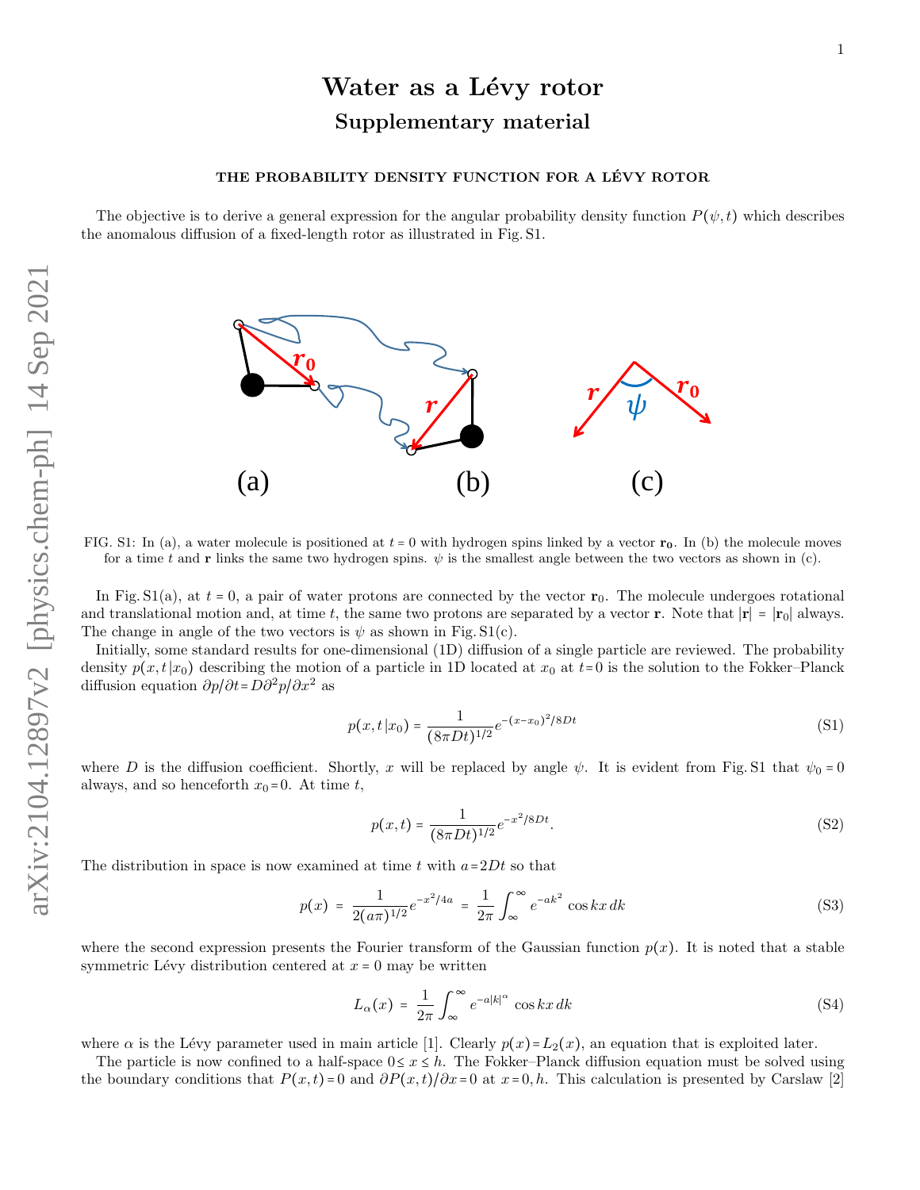# Water as a Lévy rotor

## Supplementary material

### THE PROBABILITY DENSITY FUNCTION FOR A LÉVY ROTOR

The objective is to derive a general expression for the angular probability density function $P(\psi, t)$ which describes the anomalous diffusion of a fixed-length rotor as illustrated in Fig. S1.

FIG. S1: In (a), a water molecule is positioned at $t = 0$ with hydrogen spins linked by a vector $\mathbf{r_0}$. In (b) the molecule moves for a time $t$ and $\mathbf{r}$ links the same two hydrogen spins. $\psi$ is the smallest angle between the two vectors as shown in (c).

In Fig. S1(a), at $t = 0$, a pair of water protons are connected by the vector $\mathbf{r}_0$. The molecule undergoes rotational and translational motion and, at time $t$, the same two protons are separated by a vector $\mathbf{r}$. Note that $|\mathbf{r}| = |\mathbf{r}_0|$ always. The change in angle of the two vectors is $\psi$ as shown in Fig. S1(c).

Initially, some standard results for one-dimensional (1D) diffusion of a single particle are reviewed. The probability density $p(x,t|x_0)$ describing the motion of a particle in 1D located at $x_0$ at $t=0$ is the solution to the Fokker–Planck diffusion equation $\partial p/\partial t = D\partial^2 p/\partial x^2$ as

$$p(x,t|x_0) = \frac{1}{(8\pi Dt)^{1/2}} e^{-(x-x_0)^2/8Dt} \tag{S1}$$

where $D$ is the diffusion coefficient. Shortly, $x$ will be replaced by angle $\psi$. It is evident from Fig. S1 that $\psi_0 = 0$ always, and so henceforth $x_0 = 0$. At time $t$,

$$p(x,t) = \frac{1}{(8\pi Dt)^{1/2}} e^{-x^2/8Dt}. \tag{S2}$$

The distribution in space is now examined at time $t$ with $a = 2Dt$ so that

$$p(x) \;=\; \frac{1}{2(a\pi)^{1/2}} e^{-x^2/4a} \;=\; \frac{1}{2\pi}\int_{\infty}^{\infty} e^{-ak^2}\,\cos kx\,dk \tag{S3}$$

where the second expression presents the Fourier transform of the Gaussian function $p(x)$. It is noted that a stable symmetric Lévy distribution centered at $x = 0$ may be written

$$L_\alpha(x) \;=\; \frac{1}{2\pi}\int_{\infty}^{\infty} e^{-a|k|^\alpha}\,\cos kx\,dk \tag{S4}$$

where $\alpha$ is the Lévy parameter used in main article [1]. Clearly $p(x) = L_2(x)$, an equation that is exploited later.

The particle is now confined to a half-space $0 \le x \le h$. The Fokker–Planck diffusion equation must be solved using the boundary conditions that $P(x,t) = 0$ and $\partial P(x,t)/\partial x = 0$ at $x = 0, h$. This calculation is presented by Carslaw [2]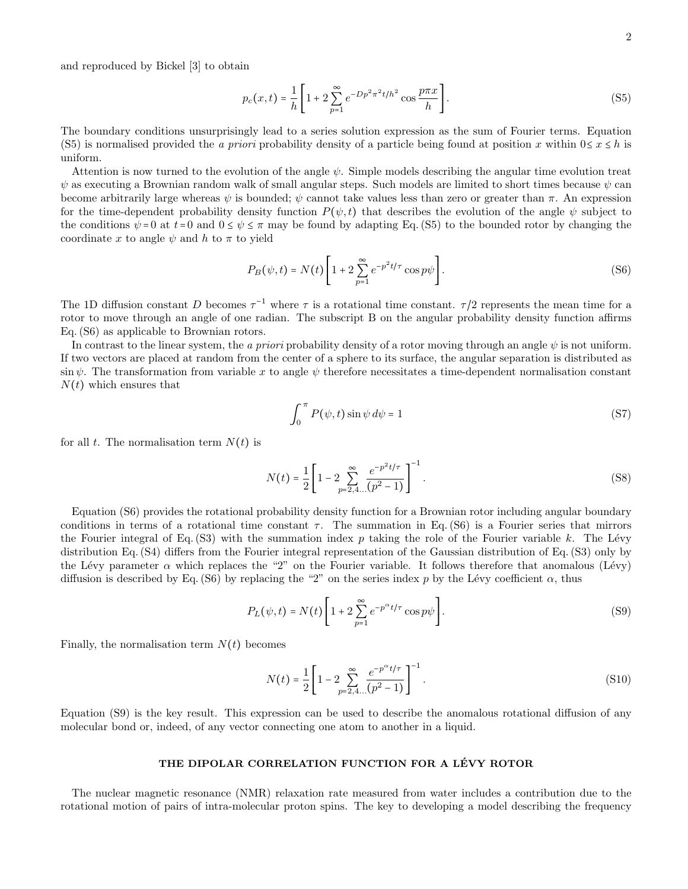and reproduced by Bickel [3] to obtain

$$p_c(x,t) = \frac{1}{h}\left[1 + 2\sum_{p=1}^{\infty} e^{-Dp^2\pi^2 t/h^2}\cos\frac{p\pi x}{h}\right]. \tag{S5}$$

The boundary conditions unsurprisingly lead to a series solution expression as the sum of Fourier terms. Equation (S5) is normalised provided the *a priori* probability density of a particle being found at position $x$ within $0 \leq x \leq h$ is uniform.

Attention is now turned to the evolution of the angle $\psi$. Simple models describing the angular time evolution treat $\psi$ as executing a Brownian random walk of small angular steps. Such models are limited to short times because $\psi$ can become arbitrarily large whereas $\psi$ is bounded; $\psi$ cannot take values less than zero or greater than $\pi$. An expression for the time-dependent probability density function $P(\psi,t)$ that describes the evolution of the angle $\psi$ subject to the conditions $\psi = 0$ at $t = 0$ and $0 \leq \psi \leq \pi$ may be found by adapting Eq. (S5) to the bounded rotor by changing the coordinate $x$ to angle $\psi$ and $h$ to $\pi$ to yield

$$P_B(\psi,t) = N(t)\left[1 + 2\sum_{p=1}^{\infty} e^{-p^2 t/\tau}\cos p\psi\right]. \tag{S6}$$

The 1D diffusion constant $D$ becomes $\tau^{-1}$ where $\tau$ is a rotational time constant. $\tau/2$ represents the mean time for a rotor to move through an angle of one radian. The subscript B on the angular probability density function affirms Eq. (S6) as applicable to Brownian rotors.

In contrast to the linear system, the *a priori* probability density of a rotor moving through an angle $\psi$ is not uniform. If two vectors are placed at random from the center of a sphere to its surface, the angular separation is distributed as $\sin\psi$. The transformation from variable $x$ to angle $\psi$ therefore necessitates a time-dependent normalisation constant $N(t)$ which ensures that

$$\int_0^{\pi} P(\psi,t)\sin\psi\, d\psi = 1 \tag{S7}$$

for all $t$. The normalisation term $N(t)$ is

$$N(t) = \frac{1}{2}\left[1 - 2\sum_{p=2,4\ldots}^{\infty}\frac{e^{-p^2 t/\tau}}{(p^2-1)}\right]^{-1}. \tag{S8}$$

Equation (S6) provides the rotational probability density function for a Brownian rotor including angular boundary conditions in terms of a rotational time constant $\tau$. The summation in Eq. (S6) is a Fourier series that mirrors the Fourier integral of Eq. (S3) with the summation index $p$ taking the role of the Fourier variable $k$. The Lévy distribution Eq. (S4) differs from the Fourier integral representation of the Gaussian distribution of Eq. (S3) only by the Lévy parameter $\alpha$ which replaces the "2" on the Fourier variable. It follows therefore that anomalous (Lévy) diffusion is described by Eq. (S6) by replacing the "2" on the series index $p$ by the Lévy coefficient $\alpha$, thus

$$P_L(\psi,t) = N(t)\left[1 + 2\sum_{p=1}^{\infty} e^{-p^{\alpha} t/\tau}\cos p\psi\right]. \tag{S9}$$

Finally, the normalisation term $N(t)$ becomes

$$N(t) = \frac{1}{2}\left[1 - 2\sum_{p=2,4\ldots}^{\infty}\frac{e^{-p^{\alpha} t/\tau}}{(p^2-1)}\right]^{-1}. \tag{S10}$$

Equation (S9) is the key result. This expression can be used to describe the anomalous rotational diffusion of any molecular bond or, indeed, of any vector connecting one atom to another in a liquid.

## THE DIPOLAR CORRELATION FUNCTION FOR A LÉVY ROTOR

The nuclear magnetic resonance (NMR) relaxation rate measured from water includes a contribution due to the rotational motion of pairs of intra-molecular proton spins. The key to developing a model describing the frequency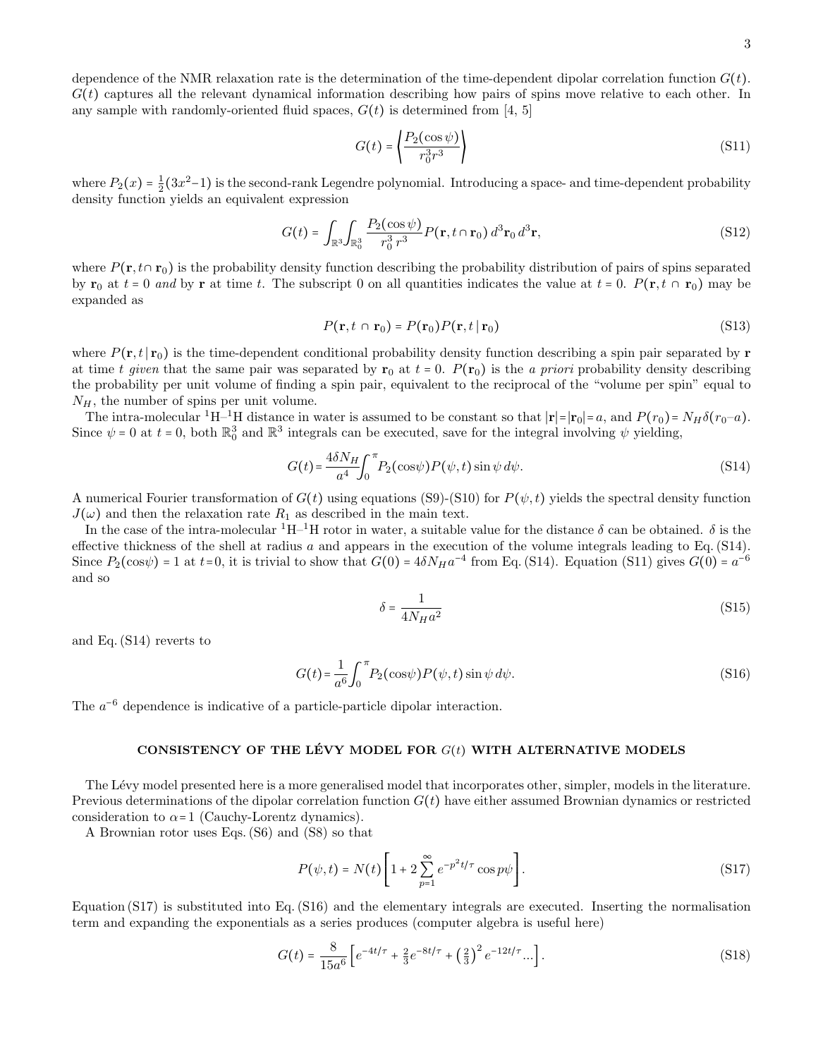dependence of the NMR relaxation rate is the determination of the time-dependent dipolar correlation function $G(t)$. $G(t)$ captures all the relevant dynamical information describing how pairs of spins move relative to each other. In any sample with randomly-oriented fluid spaces, $G(t)$ is determined from [4, 5]

$$G(t) = \left\langle \frac{P_2(\cos\psi)}{r_0^3 r^3} \right\rangle \tag{S11}$$

where $P_2(x) = \frac{1}{2}(3x^2-1)$ is the second-rank Legendre polynomial. Introducing a space- and time-dependent probability density function yields an equivalent expression

$$G(t) = \int_{\mathbb{R}^3}\int_{\mathbb{R}_0^3} \frac{P_2(\cos\psi)}{r_0^3\, r^3} P(\mathbf{r}, t \cap \mathbf{r}_0)\, d^3\mathbf{r}_0\, d^3\mathbf{r}, \tag{S12}$$

where $P(\mathbf{r}, t \cap \mathbf{r}_0)$ is the probability density function describing the probability distribution of pairs of spins separated by $\mathbf{r}_0$ at $t = 0$ *and* by $\mathbf{r}$ at time $t$. The subscript 0 on all quantities indicates the value at $t = 0$. $P(\mathbf{r}, t \cap \mathbf{r}_0)$ may be expanded as

$$P(\mathbf{r}, t \cap \mathbf{r}_0) = P(\mathbf{r}_0) P(\mathbf{r}, t \,|\, \mathbf{r}_0) \tag{S13}$$

where $P(\mathbf{r}, t \,|\, \mathbf{r}_0)$ is the time-dependent conditional probability density function describing a spin pair separated by $\mathbf{r}$ at time $t$ *given* that the same pair was separated by $\mathbf{r}_0$ at $t = 0$. $P(\mathbf{r}_0)$ is the *a priori* probability density describing the probability per unit volume of finding a spin pair, equivalent to the reciprocal of the "volume per spin" equal to $N_H$, the number of spins per unit volume.

The intra-molecular $^1$H–$^1$H distance in water is assumed to be constant so that $|\mathbf{r}| = |\mathbf{r}_0| = a$, and $P(r_0) = N_H \delta(r_0 - a)$. Since $\psi = 0$ at $t = 0$, both $\mathbb{R}_0^3$ and $\mathbb{R}^3$ integrals can be executed, save for the integral involving $\psi$ yielding,

$$G(t) = \frac{4\delta N_H}{a^4} \int_0^\pi P_2(\cos\psi) P(\psi, t) \sin\psi \, d\psi. \tag{S14}$$

A numerical Fourier transformation of $G(t)$ using equations (S9)-(S10) for $P(\psi, t)$ yields the spectral density function $J(\omega)$ and then the relaxation rate $R_1$ as described in the main text.

In the case of the intra-molecular $^1$H–$^1$H rotor in water, a suitable value for the distance $\delta$ can be obtained. $\delta$ is the effective thickness of the shell at radius $a$ and appears in the execution of the volume integrals leading to Eq. (S14). Since $P_2(\cos\psi) = 1$ at $t = 0$, it is trivial to show that $G(0) = 4\delta N_H a^{-4}$ from Eq. (S14). Equation (S11) gives $G(0) = a^{-6}$ and so

$$\delta = \frac{1}{4 N_H a^2} \tag{S15}$$

and Eq. (S14) reverts to

$$G(t) = \frac{1}{a^6} \int_0^\pi P_2(\cos\psi) P(\psi, t) \sin\psi \, d\psi. \tag{S16}$$

The $a^{-6}$ dependence is indicative of a particle-particle dipolar interaction.

## CONSISTENCY OF THE LÉVY MODEL FOR $G(t)$ WITH ALTERNATIVE MODELS

The Lévy model presented here is a more generalised model that incorporates other, simpler, models in the literature. Previous determinations of the dipolar correlation function $G(t)$ have either assumed Brownian dynamics or restricted consideration to $\alpha = 1$ (Cauchy-Lorentz dynamics).

A Brownian rotor uses Eqs. (S6) and (S8) so that

$$P(\psi, t) = N(t) \left[ 1 + 2 \sum_{p=1}^{\infty} e^{-p^2 t/\tau} \cos p\psi \right]. \tag{S17}$$

Equation (S17) is substituted into Eq. (S16) and the elementary integrals are executed. Inserting the normalisation term and expanding the exponentials as a series produces (computer algebra is useful here)

$$G(t) = \frac{8}{15 a^6} \left[ e^{-4t/\tau} + \tfrac{2}{3} e^{-8t/\tau} + \left(\tfrac{2}{3}\right)^2 e^{-12t/\tau} \ldots \right]. \tag{S18}$$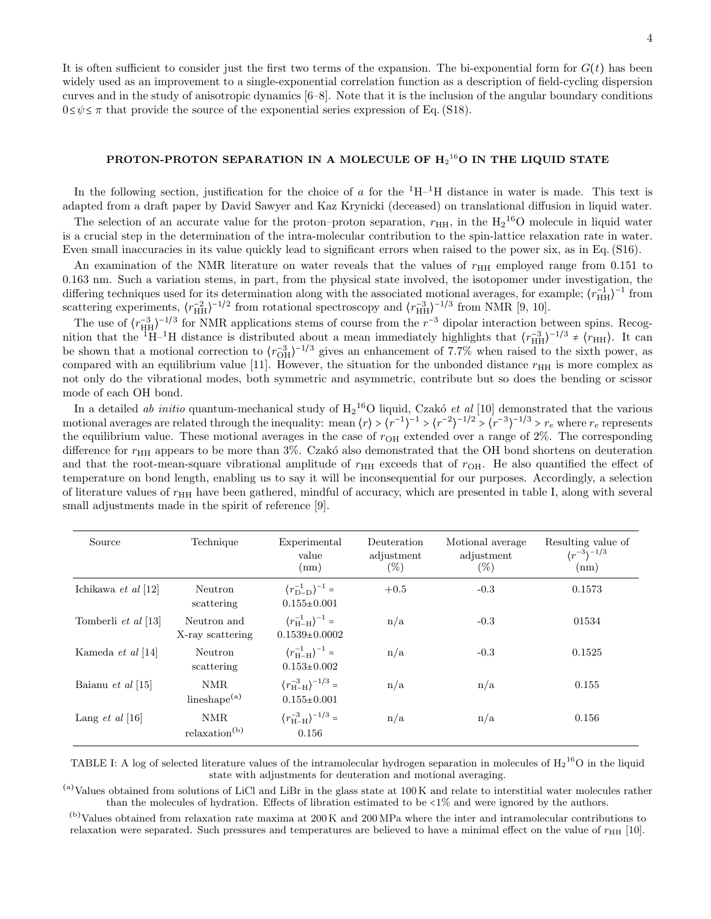It is often sufficient to consider just the first two terms of the expansion. The bi-exponential form for $G(t)$ has been widely used as an improvement to a single-exponential correlation function as a description of field-cycling dispersion curves and in the study of anisotropic dynamics [6–8]. Note that it is the inclusion of the angular boundary conditions $0 \leq \psi \leq \pi$ that provide the source of the exponential series expression of Eq. (S18).

## PROTON-PROTON SEPARATION IN A MOLECULE OF $H_2{}^{16}O$ IN THE LIQUID STATE

In the following section, justification for the choice of $a$ for the $^1$H–$^1$H distance in water is made. This text is adapted from a draft paper by David Sawyer and Kaz Krynicki (deceased) on translational diffusion in liquid water.

The selection of an accurate value for the proton–proton separation, $r_{\mathrm{HH}}$, in the $H_2{}^{16}O$ molecule in liquid water is a crucial step in the determination of the intra-molecular contribution to the spin-lattice relaxation rate in water. Even small inaccuracies in its value quickly lead to significant errors when raised to the power six, as in Eq. (S16).

An examination of the NMR literature on water reveals that the values of $r_{\mathrm{HH}}$ employed range from 0.151 to 0.163 nm. Such a variation stems, in part, from the physical state involved, the isotopomer under investigation, the differing techniques used for its determination along with the associated motional averages, for example; $\langle r_{\mathrm{HH}}^{-1}\rangle^{-1}$ from scattering experiments, $\langle r_{\mathrm{HH}}^{-2}\rangle^{-1/2}$ from rotational spectroscopy and $\langle r_{\mathrm{HH}}^{-3}\rangle^{-1/3}$ from NMR [9, 10].

The use of $\langle r_{\mathrm{HH}}^{-3}\rangle^{-1/3}$ for NMR applications stems of course from the $r^{-3}$ dipolar interaction between spins. Recognition that the $^1$H–$^1$H distance is distributed about a mean immediately highlights that $\langle r_{\mathrm{HH}}^{-3}\rangle^{-1/3} \neq \langle r_{\mathrm{HH}}\rangle$. It can be shown that a motional correction to $\langle r_{\mathrm{OH}}^{-3}\rangle^{-1/3}$ gives an enhancement of 7.7% when raised to the sixth power, as compared with an equilibrium value [11]. However, the situation for the unbonded distance $r_{\mathrm{HH}}$ is more complex as not only do the vibrational modes, both symmetric and asymmetric, contribute but so does the bending or scissor mode of each OH bond.

In a detailed *ab initio* quantum-mechanical study of $H_2{}^{16}O$ liquid, Czakó *et al* [10] demonstrated that the various motional averages are related through the inequality: mean $\langle r\rangle > \langle r^{-1}\rangle^{-1} > \langle r^{-2}\rangle^{-1/2} > \langle r^{-3}\rangle^{-1/3} > r_e$ where $r_e$ represents the equilibrium value. These motional averages in the case of $r_{\mathrm{OH}}$ extended over a range of 2%. The corresponding difference for $r_{\mathrm{HH}}$ appears to be more than 3%. Czakó also demonstrated that the OH bond shortens on deuteration and that the root-mean-square vibrational amplitude of $r_{\mathrm{HH}}$ exceeds that of $r_{\mathrm{OH}}$. He also quantified the effect of temperature on bond length, enabling us to say it will be inconsequential for our purposes. Accordingly, a selection of literature values of $r_{\mathrm{HH}}$ have been gathered, mindful of accuracy, which are presented in table I, along with several small adjustments made in the spirit of reference [9].

| Source | Technique | Experimental value (nm) | Deuteration adjustment (%) | Motional average adjustment (%) | Resulting value of $\langle r^{-3}\rangle^{-1/3}$ (nm) |
|---|---|---|---|---|---|
| Ichikawa *et al* [12] | Neutron scattering | $\langle r_{\mathrm{D-D}}^{-1}\rangle^{-1} =$ 0.155±0.001 | +0.5 | -0.3 | 0.1573 |
| Tomberli *et al* [13] | Neutron and X-ray scattering | $\langle r_{\mathrm{H-H}}^{-1}\rangle^{-1} =$ 0.1539±0.0002 | n/a | -0.3 | 01534 |
| Kameda *et al* [14] | Neutron scattering | $\langle r_{\mathrm{H-H}}^{-1}\rangle^{-1} =$ 0.153±0.002 | n/a | -0.3 | 0.1525 |
| Baiano *et al* [15] | NMR lineshape[(a)] | $\langle r_{\mathrm{H-H}}^{-3}\rangle^{-1/3} =$ 0.155±0.001 | n/a | n/a | 0.155 |
| Lang *et al* [16] | NMR relaxation[(b)] | $\langle r_{\mathrm{H-H}}^{-3}\rangle^{-1/3} =$ 0.156 | n/a | n/a | 0.156 |

TABLE I: A log of selected literature values of the intramolecular hydrogen separation in molecules of $H_2{}^{16}O$ in the liquid state with adjustments for deuteration and motional averaging.

[(a)] Values obtained from solutions of LiCl and LiBr in the glass state at 100 K and relate to interstitial water molecules rather than the molecules of hydration. Effects of libration estimated to be <1% and were ignored by the authors.

[(b)] Values obtained from relaxation rate maxima at 200 K and 200 MPa where the inter and intramolecular contributions to relaxation were separated. Such pressures and temperatures are believed to have a minimal effect on the value of $r_{\mathrm{HH}}$ [10].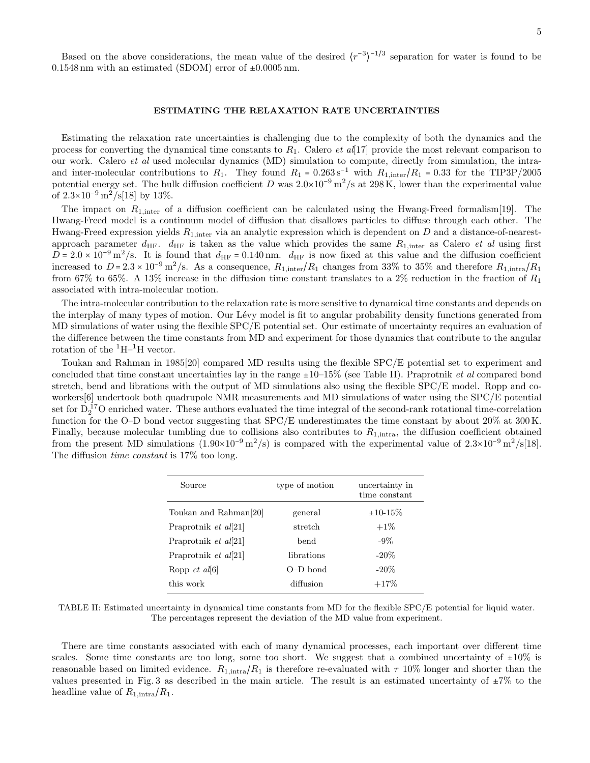Based on the above considerations, the mean value of the desired $\langle r^{-3} \rangle^{-1/3}$ separation for water is found to be 0.1548 nm with an estimated (SDOM) error of ±0.0005 nm.

## ESTIMATING THE RELAXATION RATE UNCERTAINTIES

Estimating the relaxation rate uncertainties is challenging due to the complexity of both the dynamics and the process for converting the dynamical time constants to $R_1$. Calero *et al*[17] provide the most relevant comparison to our work. Calero *et al* used molecular dynamics (MD) simulation to compute, directly from simulation, the intra- and inter-molecular contributions to $R_1$. They found $R_1 = 0.263\,\mathrm{s}^{-1}$ with $R_{1,\mathrm{inter}}/R_1 = 0.33$ for the TIP3P/2005 potential energy set. The bulk diffusion coefficient $D$ was $2.0{\times}10^{-9}\,\mathrm{m}^2/\mathrm{s}$ at 298 K, lower than the experimental value of $2.3{\times}10^{-9}\,\mathrm{m}^2/\mathrm{s}$[18] by 13%.

The impact on $R_{1,\mathrm{inter}}$ of a diffusion coefficient can be calculated using the Hwang-Freed formalism[19]. The Hwang-Freed model is a continuum model of diffusion that disallows particles to diffuse through each other. The Hwang-Freed expression yields $R_{1,\mathrm{inter}}$ via an analytic expression which is dependent on $D$ and a distance-of-nearest-approach parameter $d_{\mathrm{HF}}$. $d_{\mathrm{HF}}$ is taken as the value which provides the same $R_{1,\mathrm{inter}}$ as Calero *et al* using first $D = 2.0 \times 10^{-9}\,\mathrm{m}^2/\mathrm{s}$. It is found that $d_{\mathrm{HF}} = 0.140\,\mathrm{nm}$. $d_{\mathrm{HF}}$ is now fixed at this value and the diffusion coefficient increased to $D = 2.3 \times 10^{-9}\,\mathrm{m}^2/\mathrm{s}$. As a consequence, $R_{1,\mathrm{inter}}/R_1$ changes from 33% to 35% and therefore $R_{1,\mathrm{intra}}/R_1$ from 67% to 65%. A 13% increase in the diffusion time constant translates to a 2% reduction in the fraction of $R_1$ associated with intra-molecular motion.

The intra-molecular contribution to the relaxation rate is more sensitive to dynamical time constants and depends on the interplay of many types of motion. Our Lévy model is fit to angular probability density functions generated from MD simulations of water using the flexible SPC/E potential set. Our estimate of uncertainty requires an evaluation of the difference between the time constants from MD and experiment for those dynamics that contribute to the angular rotation of the $^1$H–$^1$H vector.

Toukan and Rahman in 1985[20] compared MD results using the flexible SPC/E potential set to experiment and concluded that time constant uncertainties lay in the range ±10–15% (see Table II). Praprotnik *et al* compared bond stretch, bend and librations with the output of MD simulations also using the flexible SPC/E model. Ropp and co-workers[6] undertook both quadrupole NMR measurements and MD simulations of water using the SPC/E potential set for $D_2^{17}O$ enriched water. These authors evaluated the time integral of the second-rank rotational time-correlation function for the O–D bond vector suggesting that SPC/E underestimates the time constant by about 20% at 300 K. Finally, because molecular tumbling due to collisions also contributes to $R_{1,\mathrm{intra}}$, the diffusion coefficient obtained from the present MD simulations ($1.90{\times}10^{-9}\,\mathrm{m}^2/\mathrm{s}$) is compared with the experimental value of $2.3{\times}10^{-9}\,\mathrm{m}^2/\mathrm{s}$[18]. The diffusion *time constant* is 17% too long.

| Source | type of motion | uncertainty in time constant |
|---|---|---|
| Toukan and Rahman[20] | general | ±10-15% |
| Praprotnik *et al*[21] | stretch | +1% |
| Praprotnik *et al*[21] | bend | -9% |
| Praprotnik *et al*[21] | librations | -20% |
| Ropp *et al*[6] | O–D bond | -20% |
| this work | diffusion | +17% |

TABLE II: Estimated uncertainty in dynamical time constants from MD for the flexible SPC/E potential for liquid water. The percentages represent the deviation of the MD value from experiment.

There are time constants associated with each of many dynamical processes, each important over different time scales. Some time constants are too long, some too short. We suggest that a combined uncertainty of ±10% is reasonable based on limited evidence. $R_{1,\mathrm{intra}}/R_1$ is therefore re-evaluated with $\tau$ 10% longer and shorter than the values presented in Fig. 3 as described in the main article. The result is an estimated uncertainty of ±7% to the headline value of $R_{1,\mathrm{intra}}/R_1$.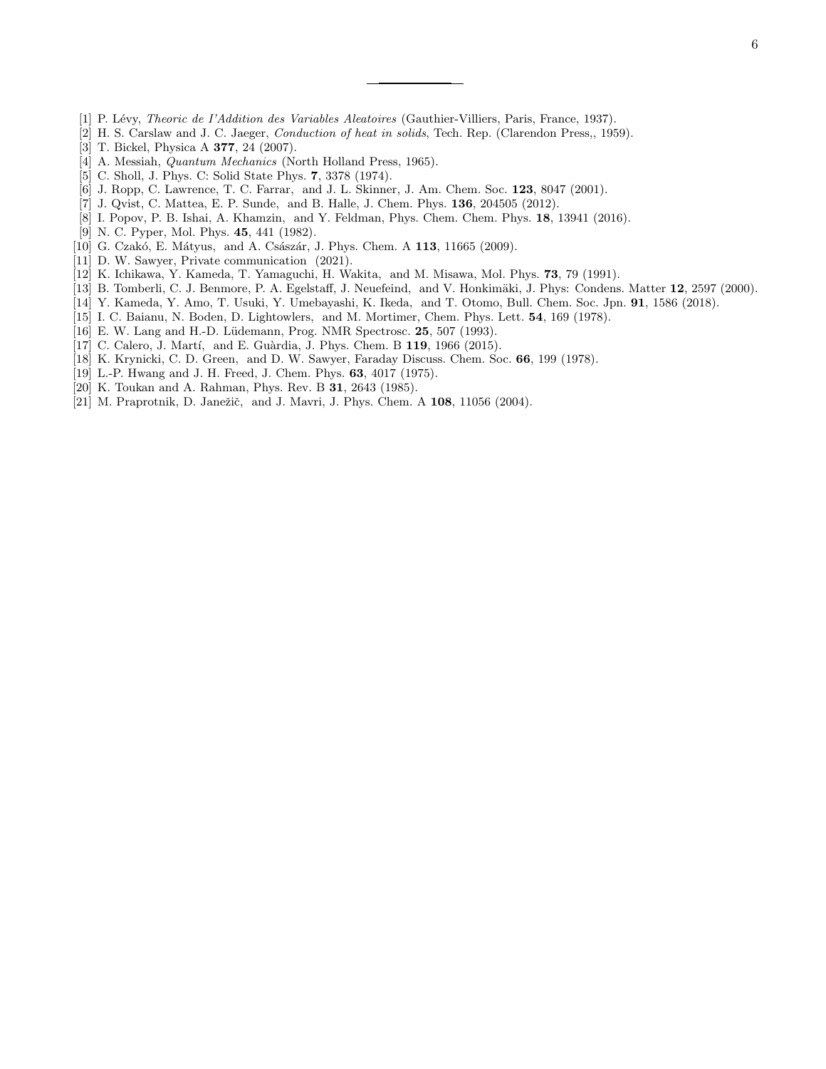[1] P. Lévy, *Theoric de I'Addition des Variables Aleatoires* (Gauthier-Villiers, Paris, France, 1937).
[2] H. S. Carslaw and J. C. Jaeger, *Conduction of heat in solids*, Tech. Rep. (Clarendon Press,, 1959).
[3] T. Bickel, Physica A **377**, 24 (2007).
[4] A. Messiah, *Quantum Mechanics* (North Holland Press, 1965).
[5] C. Sholl, J. Phys. C: Solid State Phys. **7**, 3378 (1974).
[6] J. Ropp, C. Lawrence, T. C. Farrar, and J. L. Skinner, J. Am. Chem. Soc. **123**, 8047 (2001).
[7] J. Qvist, C. Mattea, E. P. Sunde, and B. Halle, J. Chem. Phys. **136**, 204505 (2012).
[8] I. Popov, P. B. Ishai, A. Khamzin, and Y. Feldman, Phys. Chem. Chem. Phys. **18**, 13941 (2016).
[9] N. C. Pyper, Mol. Phys. **45**, 441 (1982).
[10] G. Czakó, E. Mátyus, and A. Császár, J. Phys. Chem. A **113**, 11665 (2009).
[11] D. W. Sawyer, Private communication (2021).
[12] K. Ichikawa, Y. Kameda, T. Yamaguchi, H. Wakita, and M. Misawa, Mol. Phys. **73**, 79 (1991).
[13] B. Tomberli, C. J. Benmore, P. A. Egelstaff, J. Neuefeind, and V. Honkimäki, J. Phys: Condens. Matter **12**, 2597 (2000).
[14] Y. Kameda, Y. Amo, T. Usuki, Y. Umebayashi, K. Ikeda, and T. Otomo, Bull. Chem. Soc. Jpn. **91**, 1586 (2018).
[15] I. C. Baianu, N. Boden, D. Lightowlers, and M. Mortimer, Chem. Phys. Lett. **54**, 169 (1978).
[16] E. W. Lang and H.-D. Lüdemann, Prog. NMR Spectrosc. **25**, 507 (1993).
[17] C. Calero, J. Martí, and E. Guàrdia, J. Phys. Chem. B **119**, 1966 (2015).
[18] K. Krynicki, C. D. Green, and D. W. Sawyer, Faraday Discuss. Chem. Soc. **66**, 199 (1978).
[19] L.-P. Hwang and J. H. Freed, J. Chem. Phys. **63**, 4017 (1975).
[20] K. Toukan and A. Rahman, Phys. Rev. B **31**, 2643 (1985).
[21] M. Praprotnik, D. Janežič, and J. Mavri, J. Phys. Chem. A **108**, 11056 (2004).